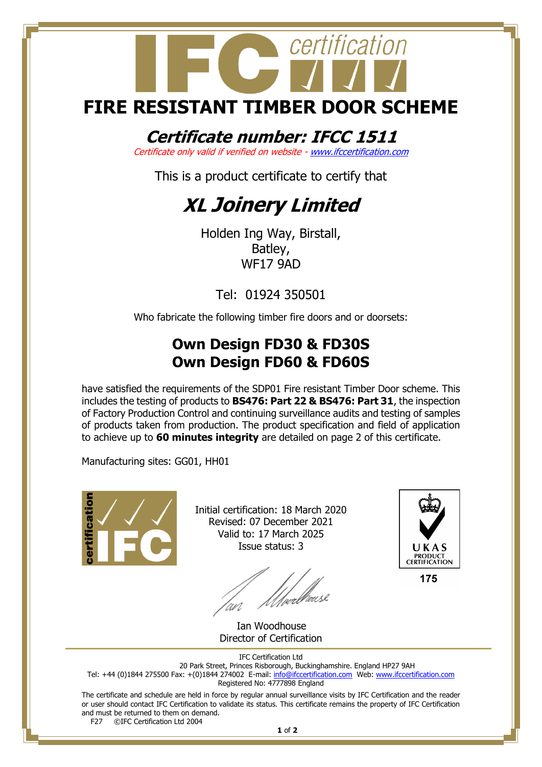# FIRE RESISTANT TIMBER DOOR SCHEME

## *Certificate number: IFCC 1511*

*Certificate only valid if verified on website - www.ifccertification.com*

This is a product certificate to certify that

# *XL Joinery Limited*

Holden Ing Way, Birstall,
Batley,
WF17 9AD

Tel: 01924 350501

Who fabricate the following timber fire doors and or doorsets:

## Own Design FD30 & FD30S
## Own Design FD60 & FD60S

have satisfied the requirements of the SDP01 Fire resistant Timber Door scheme. This includes the testing of products to **BS476: Part 22 & BS476: Part 31**, the inspection of Factory Production Control and continuing surveillance audits and testing of samples of products taken from production. The product specification and field of application to achieve up to **60 minutes integrity** are detailed on page 2 of this certificate.

Manufacturing sites: GG01, HH01

Initial certification: 18 March 2020
Revised: 07 December 2021
Valid to: 17 March 2025
Issue status: 3

UKAS PRODUCT CERTIFICATION 175

Ian Woodhouse
Director of Certification

IFC Certification Ltd
20 Park Street, Princes Risborough, Buckinghamshire. England HP27 9AH
Tel: +44 (0)1844 275500 Fax: +(0)1844 274002 E-mail: info@ifccertification.com Web: www.ifccertification.com
Registered No: 4777898 England

The certificate and schedule are held in force by regular annual surveillance visits by IFC Certification and the reader or user should contact IFC Certification to validate its status. This certificate remains the property of IFC Certification and must be returned to them on demand.

F27 ©IFC Certification Ltd 2004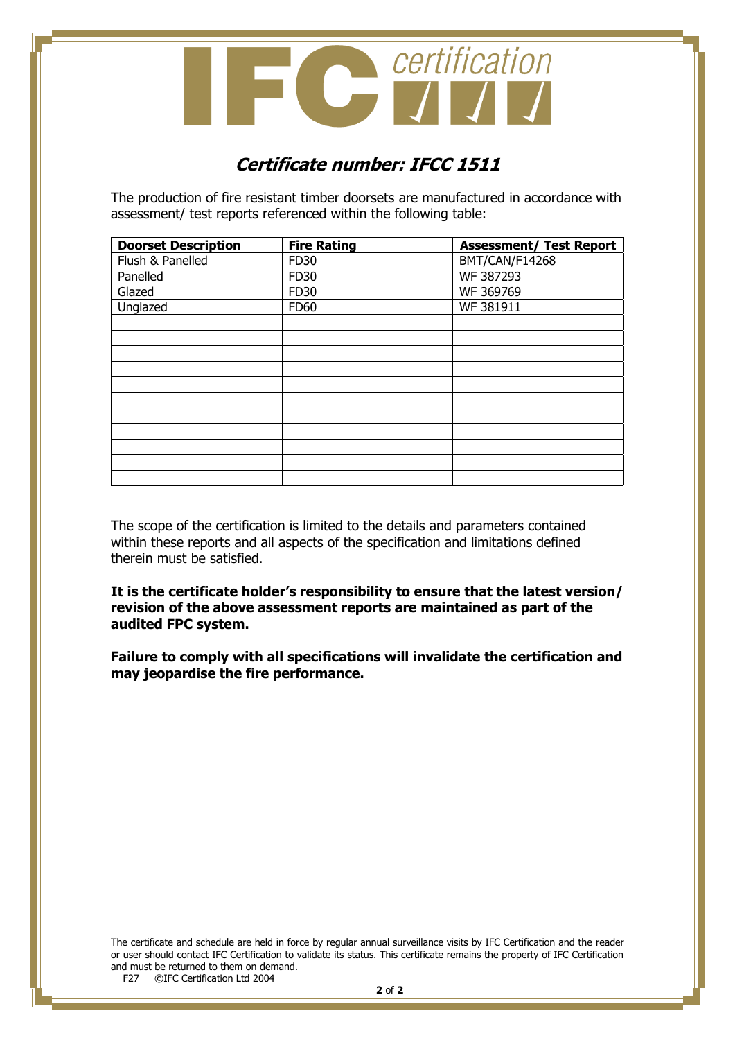# IFC certification

## *Certificate number: IFCC 1511*

The production of fire resistant timber doorsets are manufactured in accordance with assessment/ test reports referenced within the following table:

| Doorset Description | Fire Rating | Assessment/ Test Report |
|---|---|---|
| Flush & Panelled | FD30 | BMT/CAN/F14268 |
| Panelled | FD30 | WF 387293 |
| Glazed | FD30 | WF 369769 |
| Unglazed | FD60 | WF 381911 |
| | | |
| | | |
| | | |
| | | |
| | | |
| | | |
| | | |
| | | |
| | | |
| | | |
| | | |

The scope of the certification is limited to the details and parameters contained within these reports and all aspects of the specification and limitations defined therein must be satisfied.

**It is the certificate holder's responsibility to ensure that the latest version/ revision of the above assessment reports are maintained as part of the audited FPC system.**

**Failure to comply with all specifications will invalidate the certification and may jeopardise the fire performance.**

The certificate and schedule are held in force by regular annual surveillance visits by IFC Certification and the reader or user should contact IFC Certification to validate its status. This certificate remains the property of IFC Certification and must be returned to them on demand.

F27 ©IFC Certification Ltd 2004